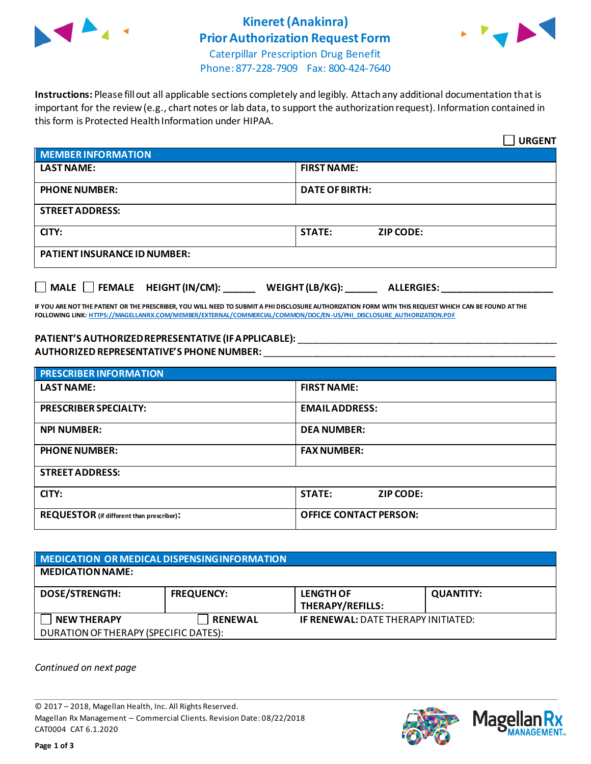# Kineret (Anakinra) Prior Authorization Request Form

Caterpillar Prescription Drug Benefit
Phone: 877-228-7909 Fax: 800-424-7640

**Instructions:** Please fill out all applicable sections completely and legibly. Attach any additional documentation that is important for the review (e.g., chart notes or lab data, to support the authorization request). Information contained in this form is Protected Health Information under HIPAA.

☐ **URGENT**

| **MEMBER INFORMATION** | |
|---|---|
| **LAST NAME:** | **FIRST NAME:** |
| **PHONE NUMBER:** | **DATE OF BIRTH:** |
| **STREET ADDRESS:** | |
| **CITY:** | **STATE:** **ZIP CODE:** |
| **PATIENT INSURANCE ID NUMBER:** | |

☐ **MALE** ☐ **FEMALE** **HEIGHT (IN/CM):** ______ **WEIGHT (LB/KG):** ______ **ALLERGIES:** ____________________

**IF YOU ARE NOT THE PATIENT OR THE PRESCRIBER, YOU WILL NEED TO SUBMIT A PHI DISCLOSURE AUTHORIZATION FORM WITH THIS REQUEST WHICH CAN BE FOUND AT THE FOLLOWING LINK: HTTPS://MAGELLANRX.COM/MEMBER/EXTERNAL/COMMERCIAL/COMMON/DOC/EN-US/PHI_DISCLOSURE_AUTHORIZATION.PDF**

**PATIENT'S AUTHORIZED REPRESENTATIVE (IF APPLICABLE):** ____________________________________________
**AUTHORIZED REPRESENTATIVE'S PHONE NUMBER:** ____________________________________________

| **PRESCRIBER INFORMATION** | |
|---|---|
| **LAST NAME:** | **FIRST NAME:** |
| **PRESCRIBER SPECIALTY:** | **EMAIL ADDRESS:** |
| **NPI NUMBER:** | **DEA NUMBER:** |
| **PHONE NUMBER:** | **FAX NUMBER:** |
| **STREET ADDRESS:** | |
| **CITY:** | **STATE:** **ZIP CODE:** |
| **REQUESTOR** (if different than prescriber)**:** | **OFFICE CONTACT PERSON:** |

| **MEDICATION OR MEDICAL DISPENSING INFORMATION** | | | |
|---|---|---|---|
| **MEDICATION NAME:** | | | |
| **DOSE/STRENGTH:** | **FREQUENCY:** | **LENGTH OF THERAPY/REFILLS:** | **QUANTITY:** |
| ☐ **NEW THERAPY** | ☐ **RENEWAL** | **IF RENEWAL:** DATE THERAPY INITIATED: | |
| DURATION OF THERAPY (SPECIFIC DATES): | | | |

*Continued on next page*

© 2017 – 2018, Magellan Health, Inc. All Rights Reserved.
Magellan Rx Management – Commercial Clients. Revision Date: 08/22/2018
CAT0004 CAT 6.1.2020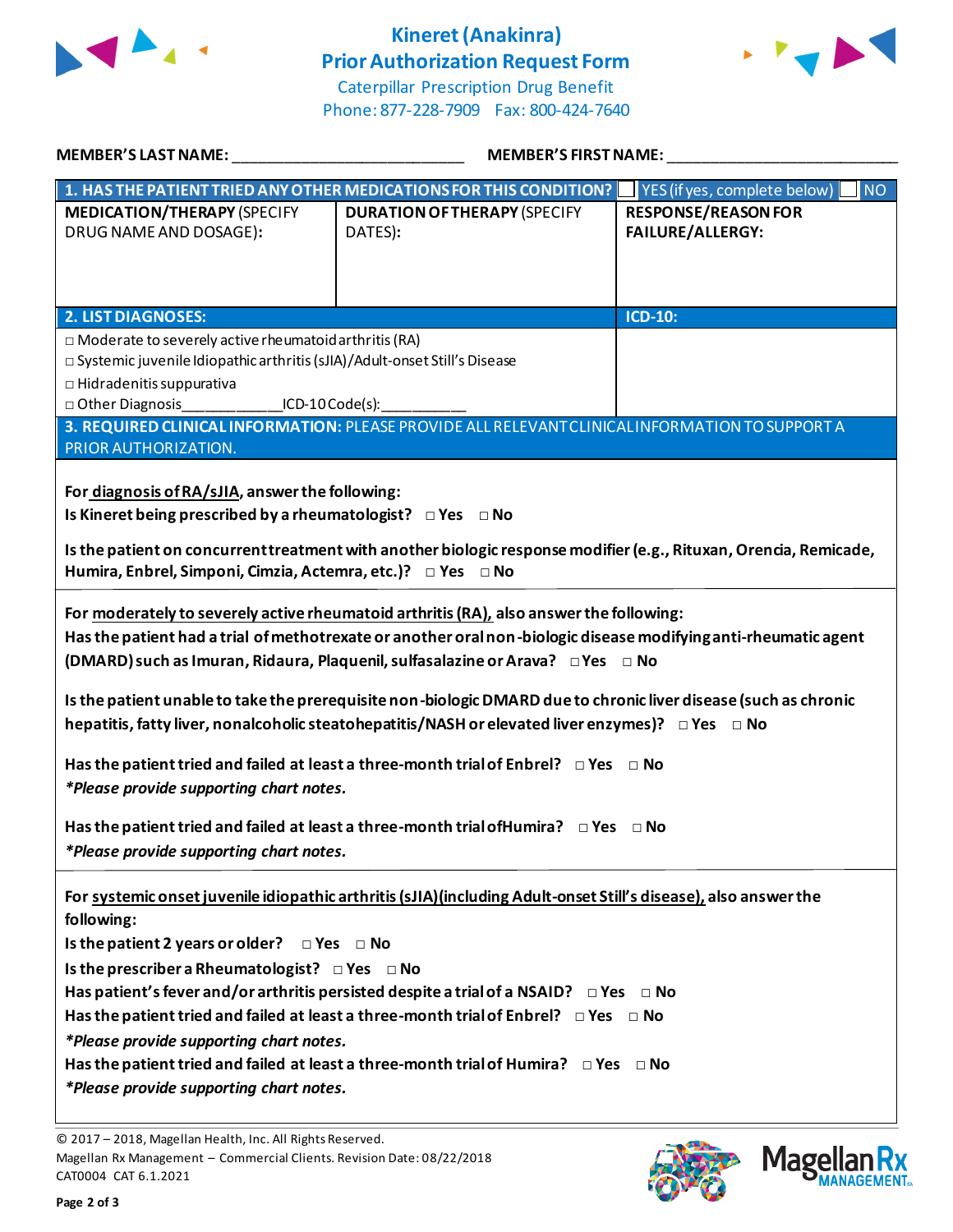# Kineret (Anakinra) Prior Authorization Request Form

Caterpillar Prescription Drug Benefit
Phone: 877-228-7909 Fax: 800-424-7640

**MEMBER'S LAST NAME:** ___________________________ **MEMBER'S FIRST NAME:** ___________________________

| **1. HAS THE PATIENT TRIED ANY OTHER MEDICATIONS FOR THIS CONDITION?** | | ☐ YES (if yes, complete below) ☐ NO |
|---|---|---|
| **MEDICATION/THERAPY** (SPECIFY DRUG NAME AND DOSAGE): | **DURATION OF THERAPY** (SPECIFY DATES): | **RESPONSE/REASON FOR FAILURE/ALLERGY:** |
| | | |

| **2. LIST DIAGNOSES:** | **ICD-10:** |
|---|---|
| □ Moderate to severely active rheumatoid arthritis (RA)<br>□ Systemic juvenile Idiopathic arthritis (sJIA)/Adult-onset Still's Disease<br>□ Hidradenitis suppurativa<br>□ Other Diagnosis____________ICD-10 Code(s):__________ | |

**3. REQUIRED CLINICAL INFORMATION:** PLEASE PROVIDE ALL RELEVANT CLINICAL INFORMATION TO SUPPORT A PRIOR AUTHORIZATION.

**For diagnosis of RA/sJIA, answer the following:**

**Is Kineret being prescribed by a rheumatologist?** □ Yes □ No

**Is the patient on concurrent treatment with another biologic response modifier (e.g., Rituxan, Orencia, Remicade, Humira, Enbrel, Simponi, Cimzia, Actemra, etc.)?** □ Yes □ No

**For moderately to severely active rheumatoid arthritis (RA), also answer the following:**

**Has the patient had a trial of methotrexate or another oral non-biologic disease modifying anti-rheumatic agent (DMARD) such as Imuran, Ridaura, Plaquenil, sulfasalazine or Arava?** □ Yes □ No

**Is the patient unable to take the prerequisite non-biologic DMARD due to chronic liver disease (such as chronic hepatitis, fatty liver, nonalcoholic steatohepatitis/NASH or elevated liver enzymes)?** □ Yes □ No

**Has the patient tried and failed at least a three-month trial of Enbrel?** □ Yes □ No
***Please provide supporting chart notes.***

**Has the patient tried and failed at least a three-month trial of Humira?** □ Yes □ No
***Please provide supporting chart notes.***

**For systemic onset juvenile idiopathic arthritis (sJIA) (including Adult-onset Still's disease), also answer the following:**

**Is the patient 2 years or older?** □ Yes □ No
**Is the prescriber a Rheumatologist?** □ Yes □ No
**Has patient's fever and/or arthritis persisted despite a trial of a NSAID?** □ Yes □ No
**Has the patient tried and failed at least a three-month trial of Enbrel?** □ Yes □ No
***Please provide supporting chart notes.***
**Has the patient tried and failed at least a three-month trial of Humira?** □ Yes □ No
***Please provide supporting chart notes.***

© 2017 – 2018, Magellan Health, Inc. All Rights Reserved.
Magellan Rx Management – Commercial Clients. Revision Date: 08/22/2018
CAT0004 CAT 6.1.2021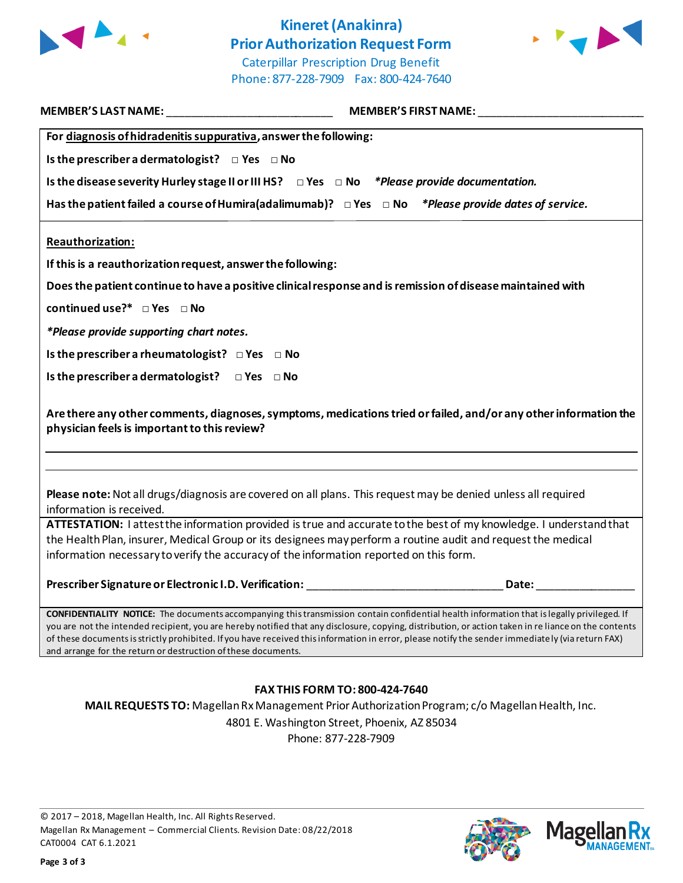# Kineret (Anakinra)
# Prior Authorization Request Form

Caterpillar Prescription Drug Benefit
Phone: 877-228-7909 Fax: 800-424-7640

**MEMBER'S LAST NAME:** ___________________________ **MEMBER'S FIRST NAME:** ___________________________

**For diagnosis of hidradenitis suppurativa, answer the following:**

**Is the prescriber a dermatologist?** □ **Yes** □ **No**

**Is the disease severity Hurley stage II or III HS?** □ **Yes** □ **No** ***Please provide documentation.***

**Has the patient failed a course of Humira (adalimumab)?** □ **Yes** □ **No** ***Please provide dates of service.***

**Reauthorization:**

**If this is a reauthorization request, answer the following:**

**Does the patient continue to have a positive clinical response and is remission of disease maintained with continued use?*** □ **Yes** □ **No**

****Please provide supporting chart notes.***

**Is the prescriber a rheumatologist?** □ **Yes** □ **No**

**Is the prescriber a dermatologist?** □ **Yes** □ **No**

**Are there any other comments, diagnoses, symptoms, medications tried or failed, and/or any other information the physician feels is important to this review?**

___________________________________________________________________________

___________________________________________________________________________

**Please note:** Not all drugs/diagnosis are covered on all plans. This request may be denied unless all required information is received.

**ATTESTATION:** I attest the information provided is true and accurate to the best of my knowledge. I understand that the Health Plan, insurer, Medical Group or its designees may perform a routine audit and request the medical information necessary to verify the accuracy of the information reported on this form.

**Prescriber Signature or Electronic I.D. Verification:** ________________________________ **Date:** ________________

**CONFIDENTIALITY NOTICE:** The documents accompanying this transmission contain confidential health information that is legally privileged. If you are not the intended recipient, you are hereby notified that any disclosure, copying, distribution, or action taken in reliance on the contents of these documents is strictly prohibited. If you have received this information in error, please notify the sender immediately (via return FAX) and arrange for the return or destruction of these documents.

**FAX THIS FORM TO: 800-424-7640**

**MAIL REQUESTS TO:** Magellan Rx Management Prior Authorization Program; c/o Magellan Health, Inc.
4801 E. Washington Street, Phoenix, AZ 85034
Phone: 877-228-7909

© 2017 – 2018, Magellan Health, Inc. All Rights Reserved.
Magellan Rx Management – Commercial Clients. Revision Date: 08/22/2018
CAT0004 CAT 6.1.2021